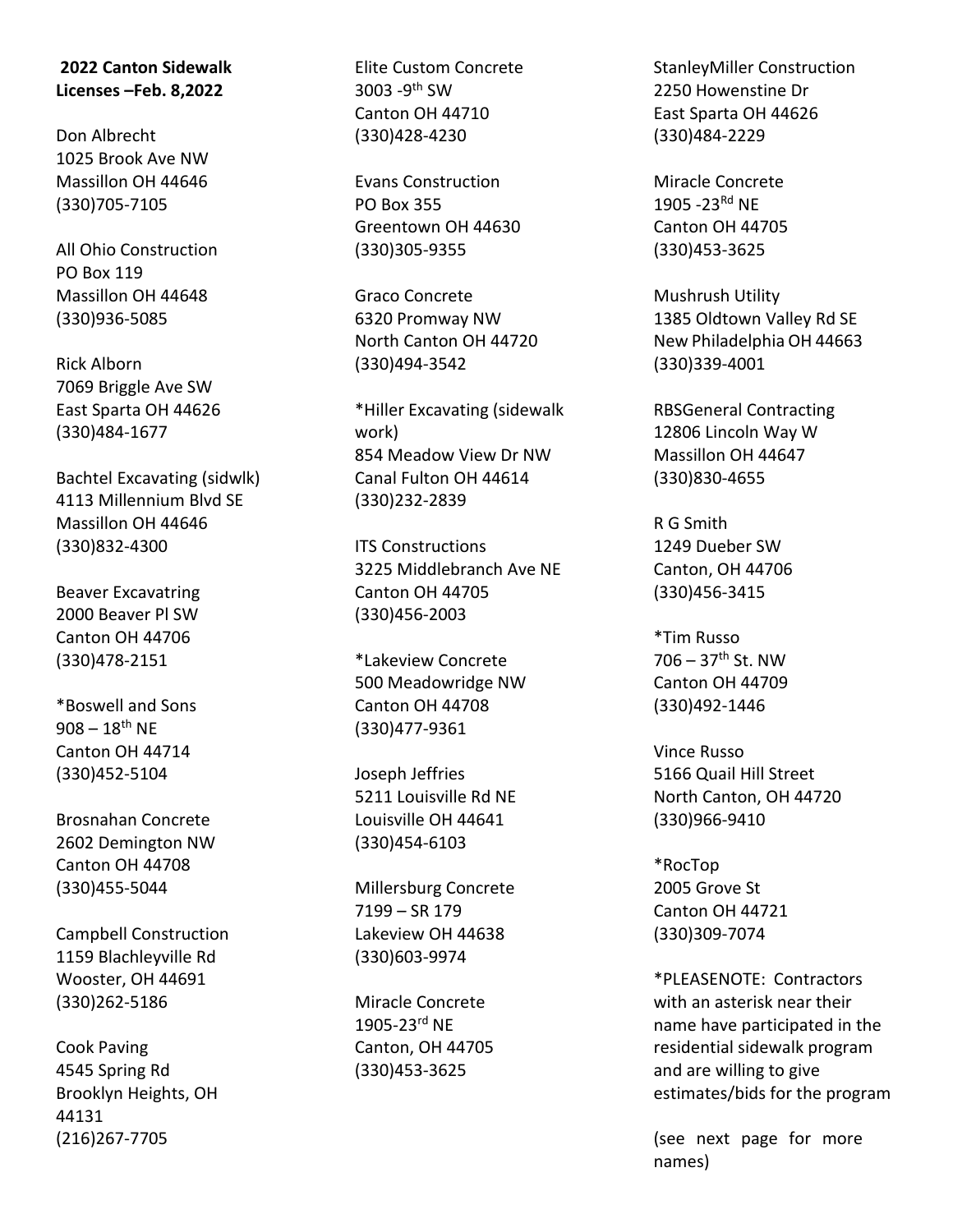**2022 Canton Sidewalk Licenses –Feb. 8,2022**

Don Albrecht
1025 Brook Ave NW
Massillon OH 44646
(330)705-7105

All Ohio Construction
PO Box 119
Massillon OH 44648
(330)936-5085

Rick Alborn
7069 Briggle Ave SW
East Sparta OH 44626
(330)484-1677

Bachtel Excavating (sidwlk)
4113 Millennium Blvd SE
Massillon OH 44646
(330)832-4300

Beaver Excavatring
2000 Beaver Pl SW
Canton OH 44706
(330)478-2151

*Boswell and Sons
908 – 18th NE
Canton OH 44714
(330)452-5104

Brosnahan Concrete
2602 Demington NW
Canton OH 44708
(330)455-5044

Campbell Construction
1159 Blachleyville Rd
Wooster, OH 44691
(330)262-5186

Cook Paving
4545 Spring Rd
Brooklyn Heights, OH 44131
(216)267-7705

Elite Custom Concrete
3003 -9th SW
Canton OH 44710
(330)428-4230

Evans Construction
PO Box 355
Greentown OH 44630
(330)305-9355

Graco Concrete
6320 Promway NW
North Canton OH 44720
(330)494-3542

*Hiller Excavating (sidewalk work)
854 Meadow View Dr NW
Canal Fulton OH 44614
(330)232-2839

ITS Constructions
3225 Middlebranch Ave NE
Canton OH 44705
(330)456-2003

*Lakeview Concrete
500 Meadowridge NW
Canton OH 44708
(330)477-9361

Joseph Jeffries
5211 Louisville Rd NE
Louisville OH 44641
(330)454-6103

Millersburg Concrete
7199 – SR 179
Lakeview OH 44638
(330)603-9974

Miracle Concrete
1905-23rd NE
Canton, OH 44705
(330)453-3625

StanleyMiller Construction
2250 Howenstine Dr
East Sparta OH 44626
(330)484-2229

Miracle Concrete
1905 -23Rd NE
Canton OH 44705
(330)453-3625

Mushrush Utility
1385 Oldtown Valley Rd SE
New Philadelphia OH 44663
(330)339-4001

RBSGeneral Contracting
12806 Lincoln Way W
Massillon OH 44647
(330)830-4655

R G Smith
1249 Dueber SW
Canton, OH 44706
(330)456-3415

*Tim Russo
706 – 37th St. NW
Canton OH 44709
(330)492-1446

Vince Russo
5166 Quail Hill Street
North Canton, OH 44720
(330)966-9410

*RocTop
2005 Grove St
Canton OH 44721
(330)309-7074

*PLEASENOTE: Contractors with an asterisk near their name have participated in the residential sidewalk program and are willing to give estimates/bids for the program

(see next page for more names)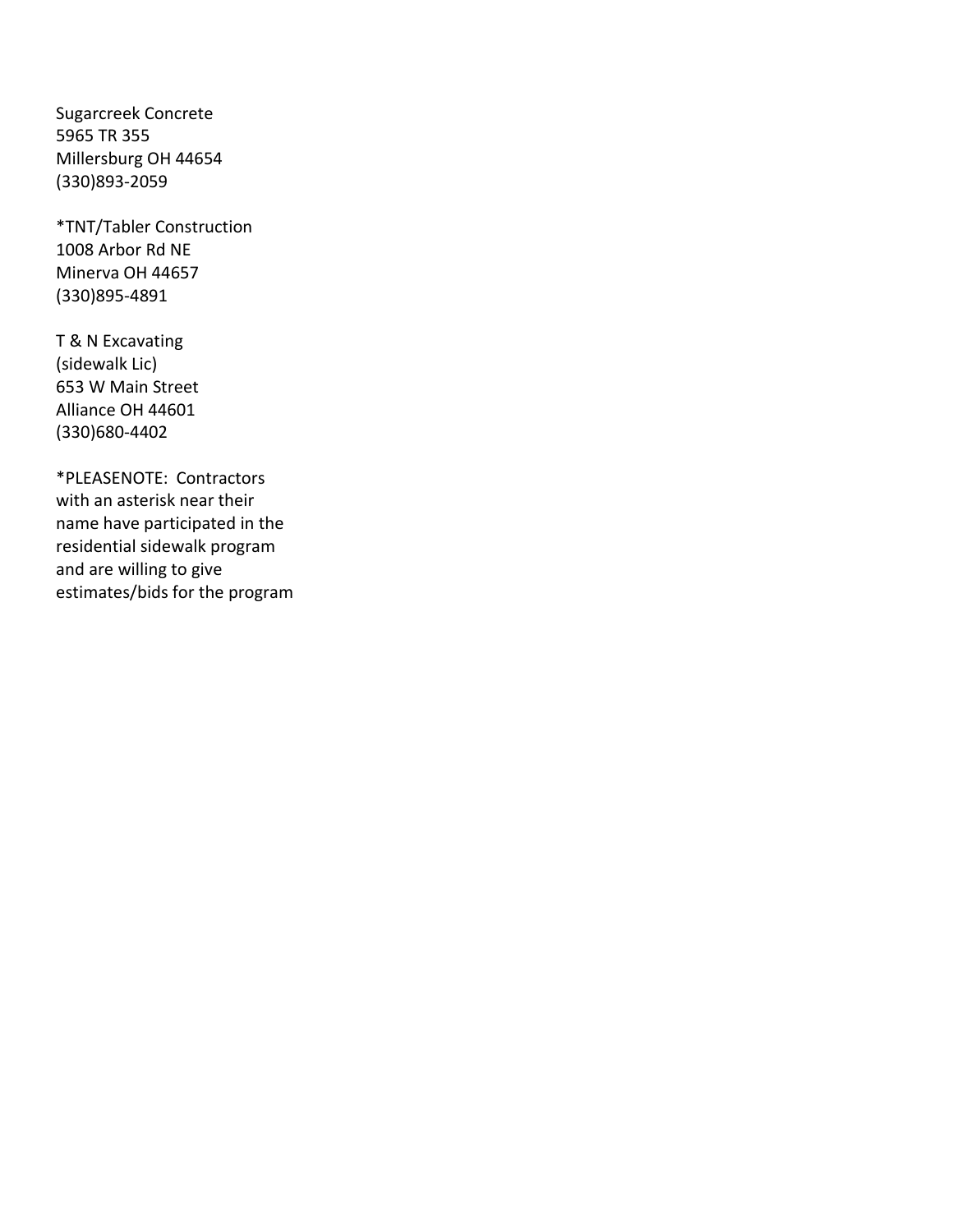Sugarcreek Concrete
5965 TR 355
Millersburg OH 44654
(330)893-2059

*TNT/Tabler Construction
1008 Arbor Rd NE
Minerva OH 44657
(330)895-4891

T & N Excavating
(sidewalk Lic)
653 W Main Street
Alliance OH 44601
(330)680-4402

*PLEASENOTE: Contractors with an asterisk near their name have participated in the residential sidewalk program and are willing to give estimates/bids for the program